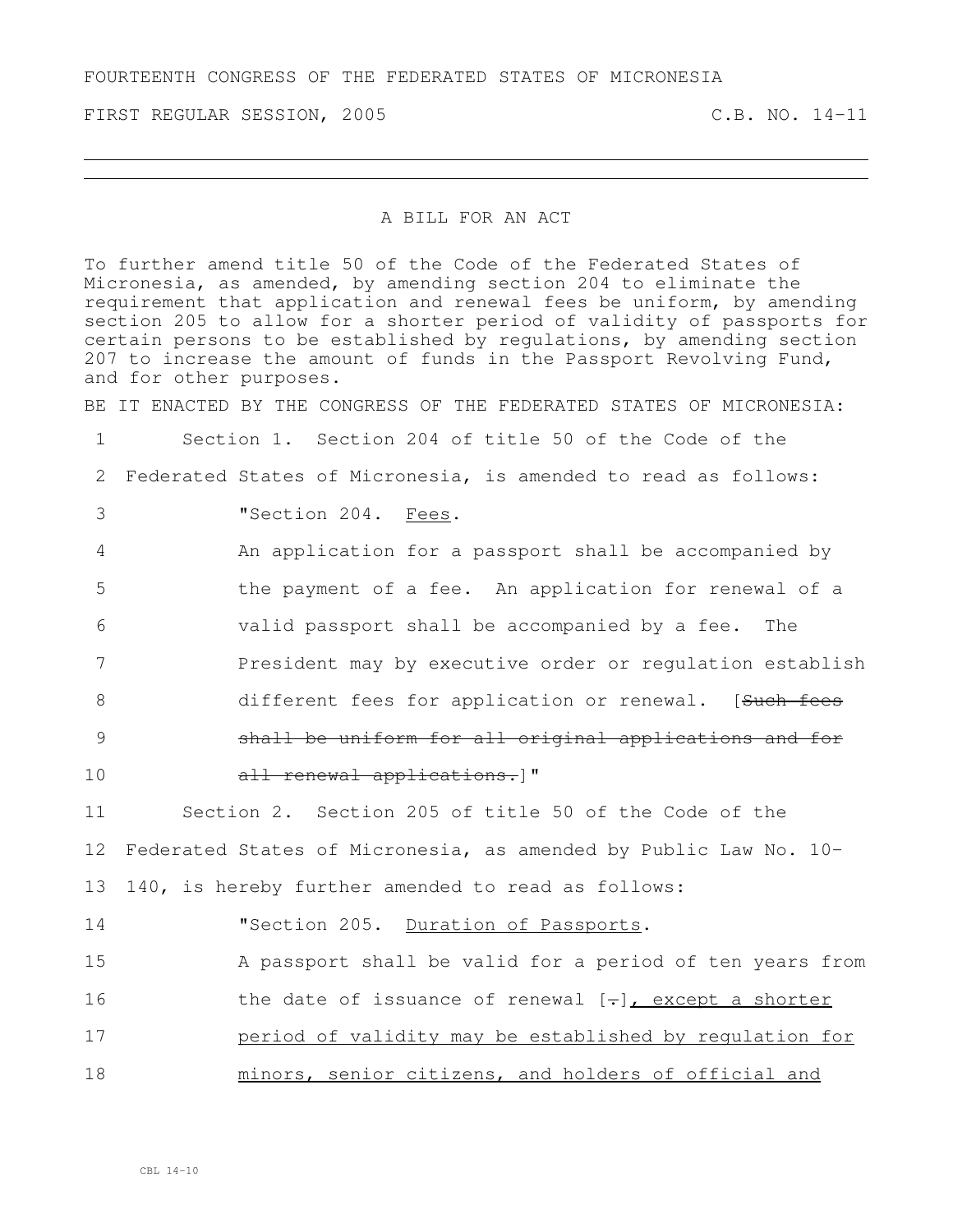FOURTEENTH CONGRESS OF THE FEDERATED STATES OF MICRONESIA

FIRST REGULAR SESSION, 2005 C.B. NO. 14-11

---

A BILL FOR AN ACT

To further amend title 50 of the Code of the Federated States of Micronesia, as amended, by amending section 204 to eliminate the requirement that application and renewal fees be uniform, by amending section 205 to allow for a shorter period of validity of passports for certain persons to be established by regulations, by amending section 207 to increase the amount of funds in the Passport Revolving Fund, and for other purposes.

BE IT ENACTED BY THE CONGRESS OF THE FEDERATED STATES OF MICRONESIA:

1 Section 1. Section 204 of title 50 of the Code of the
2 Federated States of Micronesia, is amended to read as follows:
3 "Section 204. <u>Fees</u>.
4 An application for a passport shall be accompanied by
5 the payment of a fee. An application for renewal of a
6 valid passport shall be accompanied by a fee. The
7 President may by executive order or regulation establish
8 different fees for application or renewal. [~~Such fees~~
9 ~~shall be uniform for all original applications and for~~
10 ~~all renewal applications.~~]"
11 Section 2. Section 205 of title 50 of the Code of the
12 Federated States of Micronesia, as amended by Public Law No. 10-
13 140, is hereby further amended to read as follows:
14 "Section 205. <u>Duration of Passports</u>.
15 A passport shall be valid for a period of ten years from
16 the date of issuance of renewal [~~.~~]<u>, except a shorter</u>
17 <u>period of validity may be established by regulation for</u>
18 <u>minors, senior citizens, and holders of official and</u>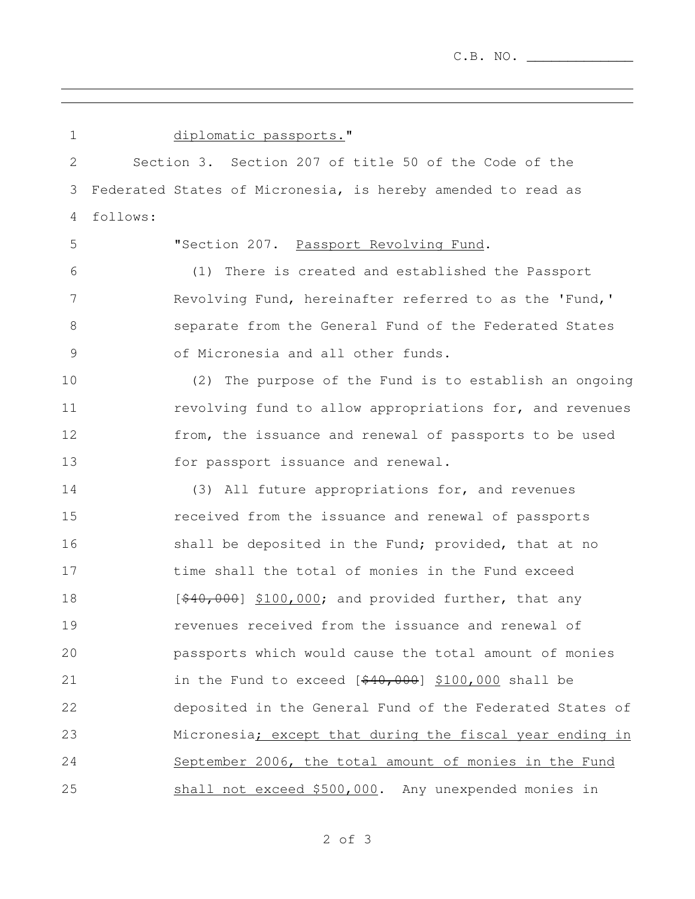diplomatic passports."

Section 3. Section 207 of title 50 of the Code of the Federated States of Micronesia, is hereby amended to read as follows:

"Section 207. Passport Revolving Fund.

(1) There is created and established the Passport Revolving Fund, hereinafter referred to as the 'Fund,' separate from the General Fund of the Federated States of Micronesia and all other funds.

(2) The purpose of the Fund is to establish an ongoing revolving fund to allow appropriations for, and revenues from, the issuance and renewal of passports to be used for passport issuance and renewal.

(3) All future appropriations for, and revenues received from the issuance and renewal of passports shall be deposited in the Fund; provided, that at no time shall the total of monies in the Fund exceed [~~$40,000~~] $100,000; and provided further, that any revenues received from the issuance and renewal of passports which would cause the total amount of monies in the Fund to exceed [~~$40,000~~] $100,000 shall be deposited in the General Fund of the Federated States of Micronesia; except that during the fiscal year ending in September 2006, the total amount of monies in the Fund shall not exceed $500,000. Any unexpended monies in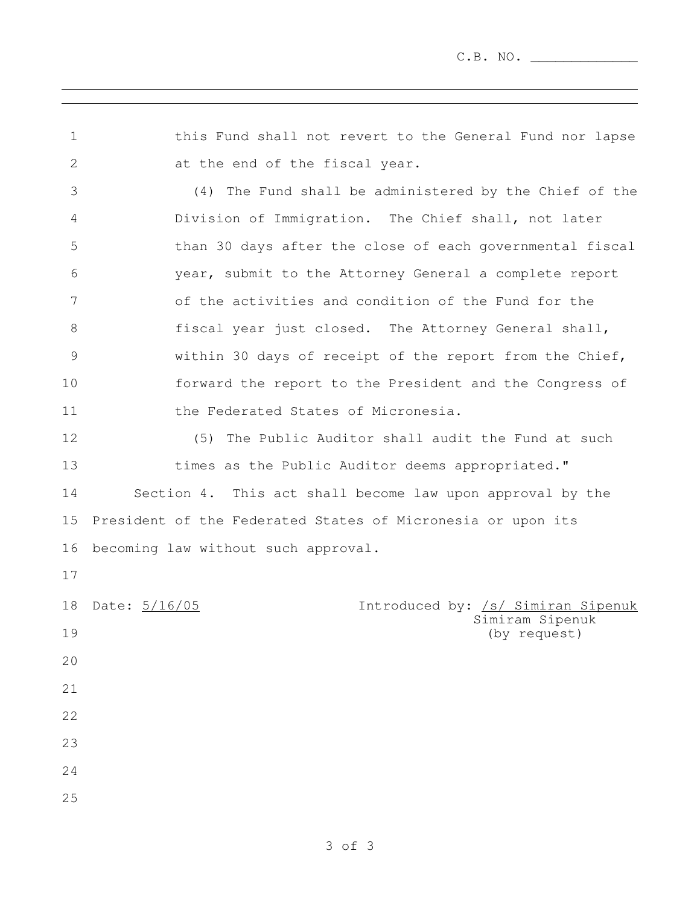C.B. NO. _____________

this Fund shall not revert to the General Fund nor lapse at the end of the fiscal year.

(4) The Fund shall be administered by the Chief of the Division of Immigration. The Chief shall, not later than 30 days after the close of each governmental fiscal year, submit to the Attorney General a complete report of the activities and condition of the Fund for the fiscal year just closed. The Attorney General shall, within 30 days of receipt of the report from the Chief, forward the report to the President and the Congress of the Federated States of Micronesia.

(5) The Public Auditor shall audit the Fund at such times as the Public Auditor deems appropriated."

Section 4. This act shall become law upon approval by the President of the Federated States of Micronesia or upon its becoming law without such approval.

Date: 5/16/05

Introduced by: /s/ Simiran Sipenuk
Simiram Sipenuk
(by request)